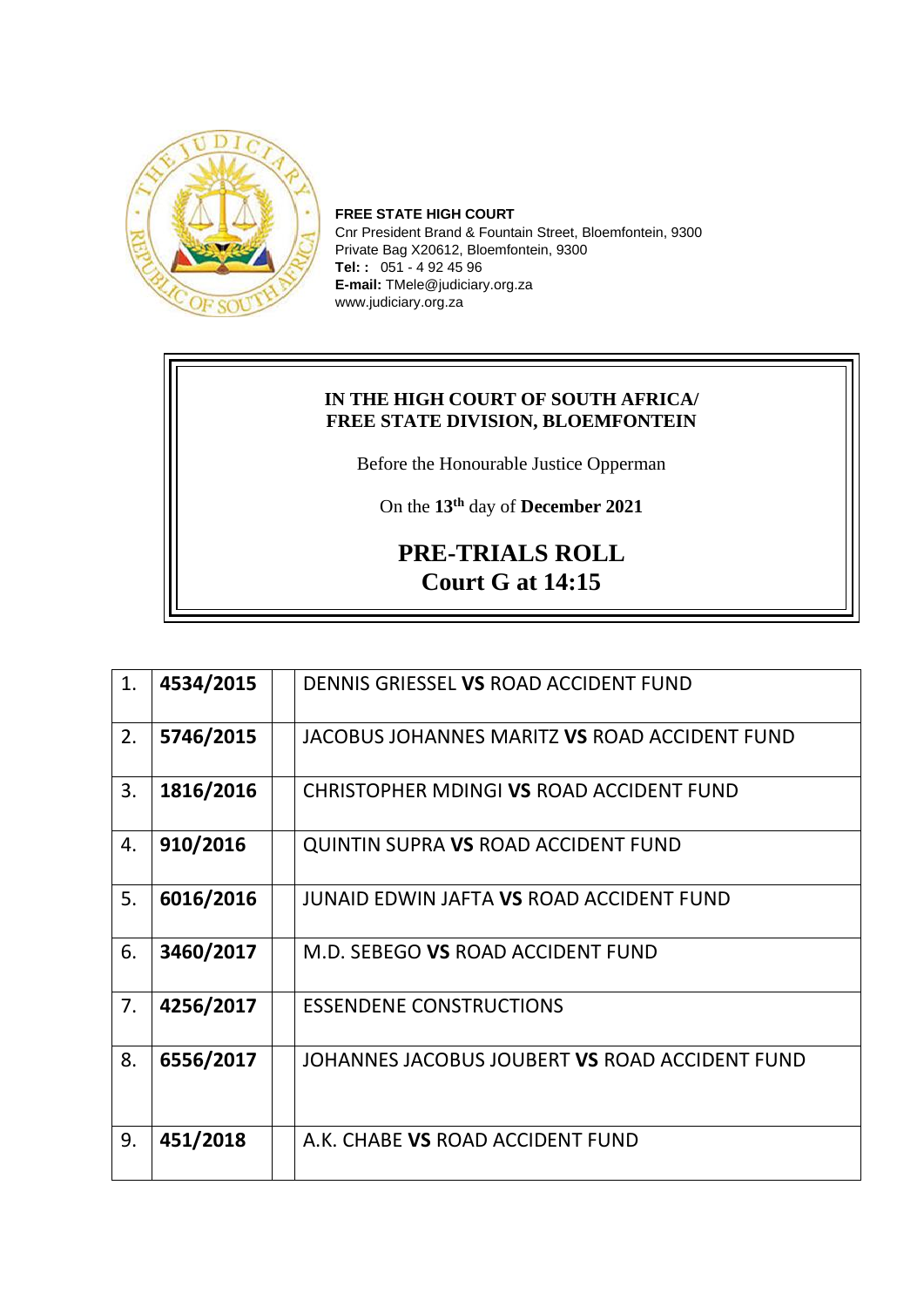**FREE STATE HIGH COURT**
Cnr President Brand & Fountain Street, Bloemfontein, 9300
Private Bag X20612, Bloemfontein, 9300
**Tel: :** 051 - 4 92 45 96
**E-mail:** TMele@judiciary.org.za
www.judiciary.org.za

**IN THE HIGH COURT OF SOUTH AFRICA/**
**FREE STATE DIVISION, BLOEMFONTEIN**

Before the Honourable Justice Opperman

On the **13th** day of **December 2021**

## PRE-TRIALS ROLL
## Court G at 14:15

| | | | |
|---|---|---|---|
| 1. | **4534/2015** | | DENNIS GRIESSEL **VS** ROAD ACCIDENT FUND |
| 2. | **5746/2015** | | JACOBUS JOHANNES MARITZ **VS** ROAD ACCIDENT FUND |
| 3. | **1816/2016** | | CHRISTOPHER MDINGI **VS** ROAD ACCIDENT FUND |
| 4. | **910/2016** | | QUINTIN SUPRA **VS** ROAD ACCIDENT FUND |
| 5. | **6016/2016** | | JUNAID EDWIN JAFTA **VS** ROAD ACCIDENT FUND |
| 6. | **3460/2017** | | M.D. SEBEGO **VS** ROAD ACCIDENT FUND |
| 7. | **4256/2017** | | ESSENDENE CONSTRUCTIONS |
| 8. | **6556/2017** | | JOHANNES JACOBUS JOUBERT **VS** ROAD ACCIDENT FUND |
| 9. | **451/2018** | | A.K. CHABE **VS** ROAD ACCIDENT FUND |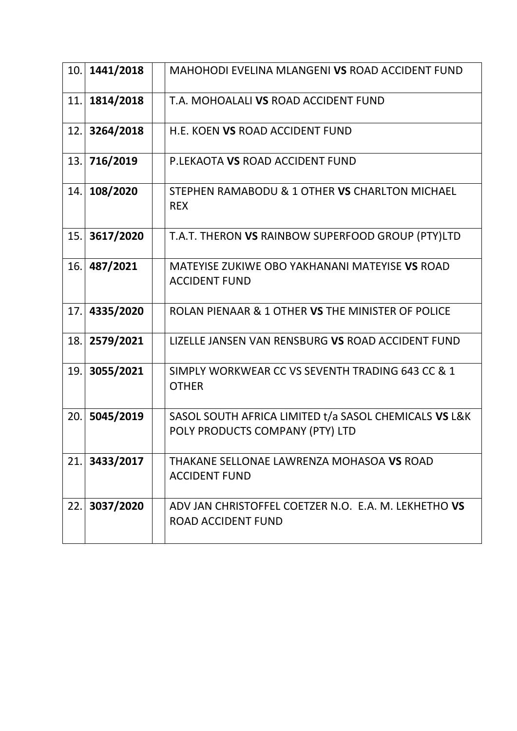| | | | |
|---|---|---|---|
| 10. | **1441/2018** | | MAHOHODI EVELINA MLANGENI **VS** ROAD ACCIDENT FUND |
| 11. | **1814/2018** | | T.A. MOHOALALI **VS** ROAD ACCIDENT FUND |
| 12. | **3264/2018** | | H.E. KOEN **VS** ROAD ACCIDENT FUND |
| 13. | **716/2019** | | P.LEKAOTA **VS** ROAD ACCIDENT FUND |
| 14. | **108/2020** | | STEPHEN RAMABODU & 1 OTHER **VS** CHARLTON MICHAEL REX |
| 15. | **3617/2020** | | T.A.T. THERON **VS** RAINBOW SUPERFOOD GROUP (PTY)LTD |
| 16. | **487/2021** | | MATEYISE ZUKIWE OBO YAKHANANI MATEYISE **VS** ROAD ACCIDENT FUND |
| 17. | **4335/2020** | | ROLAN PIENAAR & 1 OTHER **VS** THE MINISTER OF POLICE |
| 18. | **2579/2021** | | LIZELLE JANSEN VAN RENSBURG **VS** ROAD ACCIDENT FUND |
| 19. | **3055/2021** | | SIMPLY WORKWEAR CC VS SEVENTH TRADING 643 CC & 1 OTHER |
| 20. | **5045/2019** | | SASOL SOUTH AFRICA LIMITED t/a SASOL CHEMICALS **VS** L&K POLY PRODUCTS COMPANY (PTY) LTD |
| 21. | **3433/2017** | | THAKANE SELLONAE LAWRENZA MOHASOA **VS** ROAD ACCIDENT FUND |
| 22. | **3037/2020** | | ADV JAN CHRISTOFFEL COETZER N.O. E.A. M. LEKHETHO **VS** ROAD ACCIDENT FUND |